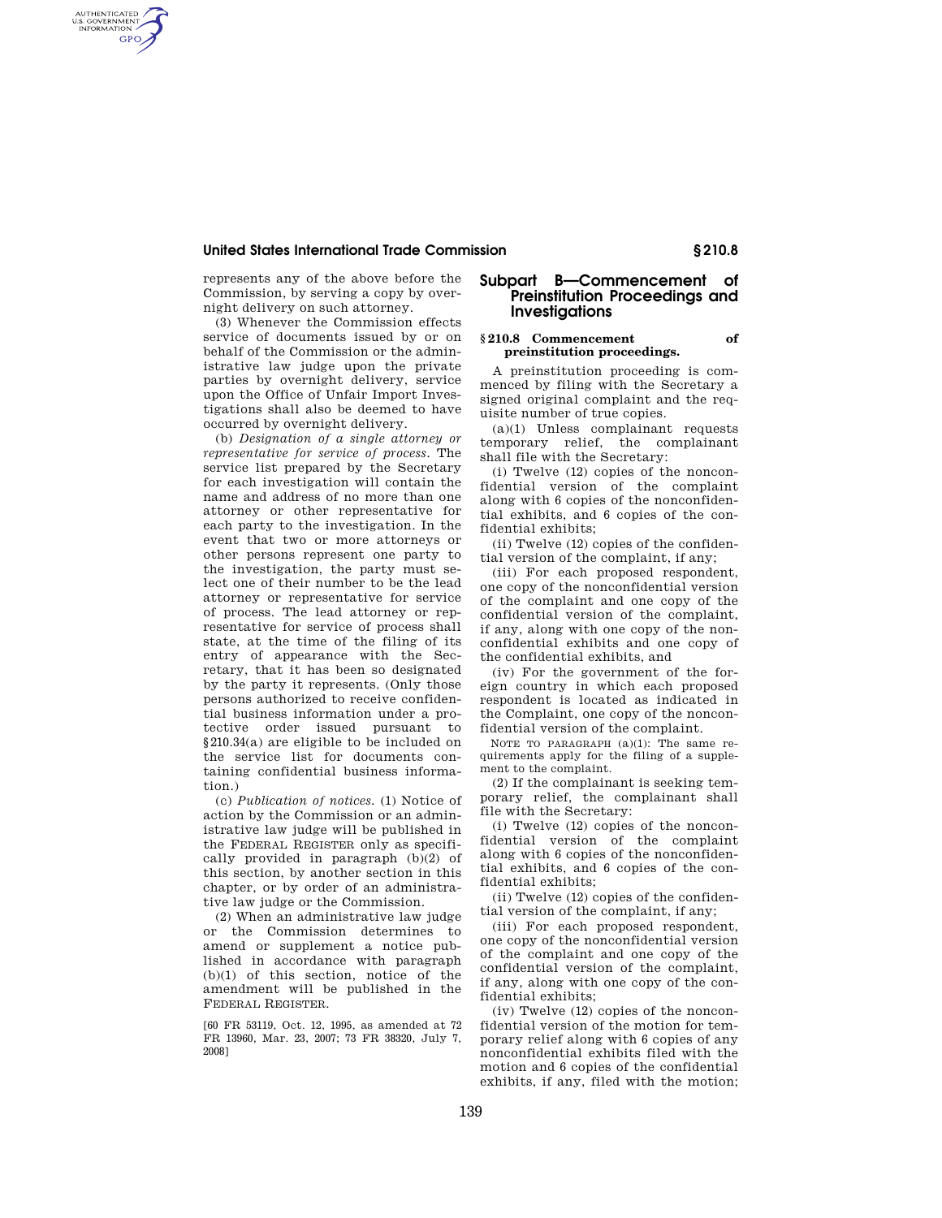represents any of the above before the Commission, by serving a copy by overnight delivery on such attorney.

(3) Whenever the Commission effects service of documents issued by or on behalf of the Commission or the administrative law judge upon the private parties by overnight delivery, service upon the Office of Unfair Import Investigations shall also be deemed to have occurred by overnight delivery.

(b) *Designation of a single attorney or representative for service of process.* The service list prepared by the Secretary for each investigation will contain the name and address of no more than one attorney or other representative for each party to the investigation. In the event that two or more attorneys or other persons represent one party to the investigation, the party must select one of their number to be the lead attorney or representative for service of process. The lead attorney or representative for service of process shall state, at the time of the filing of its entry of appearance with the Secretary, that it has been so designated by the party it represents. (Only those persons authorized to receive confidential business information under a protective order issued pursuant to §210.34(a) are eligible to be included on the service list for documents containing confidential business information.)

(c) *Publication of notices.* (1) Notice of action by the Commission or an administrative law judge will be published in the FEDERAL REGISTER only as specifically provided in paragraph (b)(2) of this section, by another section in this chapter, or by order of an administrative law judge or the Commission.

(2) When an administrative law judge or the Commission determines to amend or supplement a notice published in accordance with paragraph (b)(1) of this section, notice of the amendment will be published in the FEDERAL REGISTER.

[60 FR 53119, Oct. 12, 1995, as amended at 72 FR 13960, Mar. 23, 2007; 73 FR 38320, July 7, 2008]

## Subpart B—Commencement of Preinstitution Proceedings and Investigations

### §210.8 Commencement of preinstitution proceedings.

A preinstitution proceeding is commenced by filing with the Secretary a signed original complaint and the requisite number of true copies.

(a)(1) Unless complainant requests temporary relief, the complainant shall file with the Secretary:

(i) Twelve (12) copies of the nonconfidential version of the complaint along with 6 copies of the nonconfidential exhibits, and 6 copies of the confidential exhibits;

(ii) Twelve (12) copies of the confidential version of the complaint, if any;

(iii) For each proposed respondent, one copy of the nonconfidential version of the complaint and one copy of the confidential version of the complaint, if any, along with one copy of the nonconfidential exhibits and one copy of the confidential exhibits, and

(iv) For the government of the foreign country in which each proposed respondent is located as indicated in the Complaint, one copy of the nonconfidential version of the complaint.

NOTE TO PARAGRAPH (a)(1): The same requirements apply for the filing of a supplement to the complaint.

(2) If the complainant is seeking temporary relief, the complainant shall file with the Secretary:

(i) Twelve (12) copies of the nonconfidential version of the complaint along with 6 copies of the nonconfidential exhibits, and 6 copies of the confidential exhibits;

(ii) Twelve (12) copies of the confidential version of the complaint, if any;

(iii) For each proposed respondent, one copy of the nonconfidential version of the complaint and one copy of the confidential version of the complaint, if any, along with one copy of the confidential exhibits;

(iv) Twelve (12) copies of the nonconfidential version of the motion for temporary relief along with 6 copies of any nonconfidential exhibits filed with the motion and 6 copies of the confidential exhibits, if any, filed with the motion;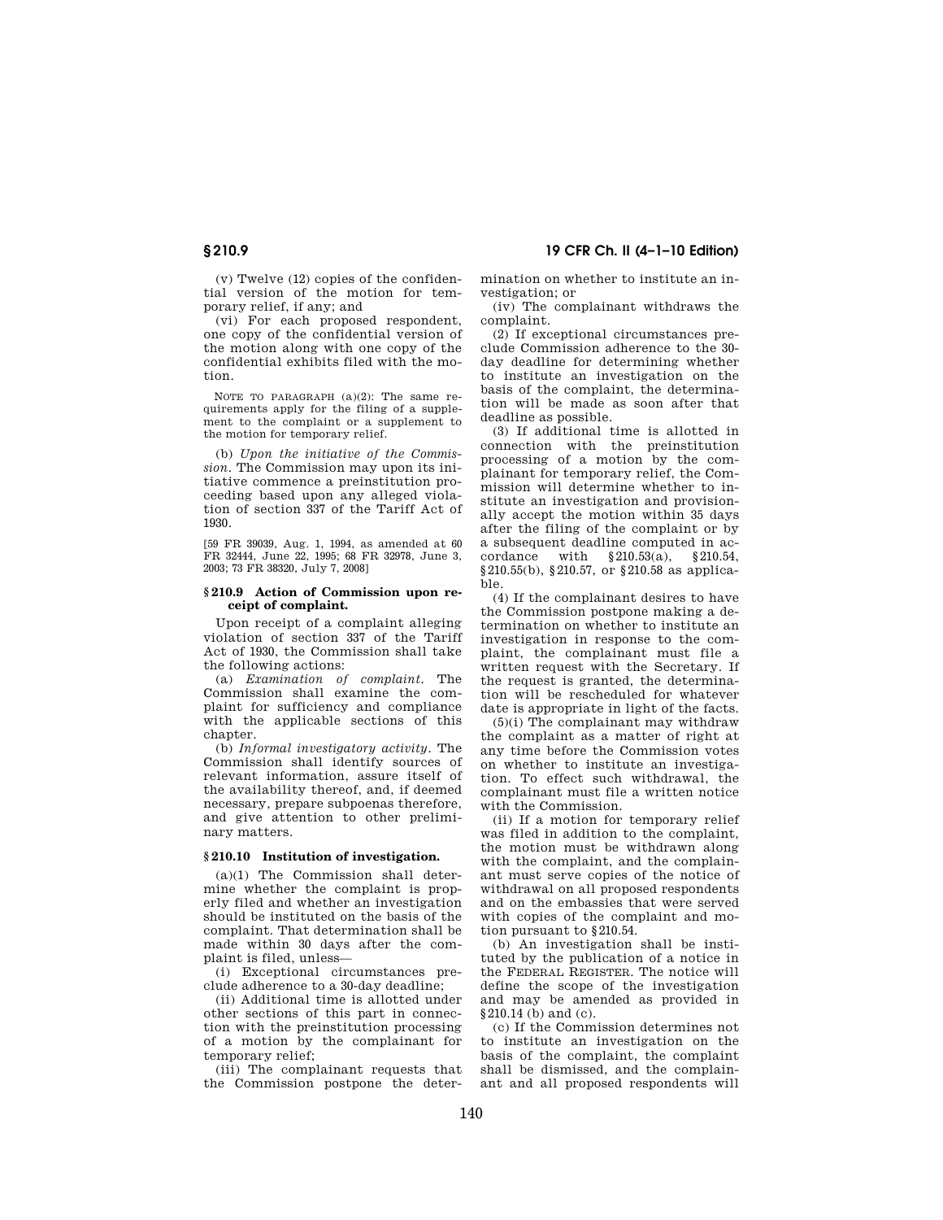(v) Twelve (12) copies of the confidential version of the motion for temporary relief, if any; and

(vi) For each proposed respondent, one copy of the confidential version of the motion along with one copy of the confidential exhibits filed with the motion.

NOTE TO PARAGRAPH (a)(2): The same requirements apply for the filing of a supplement to the complaint or a supplement to the motion for temporary relief.

(b) *Upon the initiative of the Commission.* The Commission may upon its initiative commence a preinstitution proceeding based upon any alleged violation of section 337 of the Tariff Act of 1930.

[59 FR 39039, Aug. 1, 1994, as amended at 60 FR 32444, June 22, 1995; 68 FR 32978, June 3, 2003; 73 FR 38320, July 7, 2008]

### § 210.9 Action of Commission upon receipt of complaint.

Upon receipt of a complaint alleging violation of section 337 of the Tariff Act of 1930, the Commission shall take the following actions:

(a) *Examination of complaint.* The Commission shall examine the complaint for sufficiency and compliance with the applicable sections of this chapter.

(b) *Informal investigatory activity.* The Commission shall identify sources of relevant information, assure itself of the availability thereof, and, if deemed necessary, prepare subpoenas therefore, and give attention to other preliminary matters.

### § 210.10 Institution of investigation.

(a)(1) The Commission shall determine whether the complaint is properly filed and whether an investigation should be instituted on the basis of the complaint. That determination shall be made within 30 days after the complaint is filed, unless—

(i) Exceptional circumstances preclude adherence to a 30-day deadline;

(ii) Additional time is allotted under other sections of this part in connection with the preinstitution processing of a motion by the complainant for temporary relief;

(iii) The complainant requests that the Commission postpone the determination on whether to institute an investigation; or

(iv) The complainant withdraws the complaint.

(2) If exceptional circumstances preclude Commission adherence to the 30-day deadline for determining whether to institute an investigation on the basis of the complaint, the determination will be made as soon after that deadline as possible.

(3) If additional time is allotted in connection with the preinstitution processing of a motion by the complainant for temporary relief, the Commission will determine whether to institute an investigation and provisionally accept the motion within 35 days after the filing of the complaint or by a subsequent deadline computed in accordance with § 210.53(a), § 210.54, § 210.55(b), § 210.57, or § 210.58 as applicable.

(4) If the complainant desires to have the Commission postpone making a determination on whether to institute an investigation in response to the complaint, the complainant must file a written request with the Secretary. If the request is granted, the determination will be rescheduled for whatever date is appropriate in light of the facts.

(5)(i) The complainant may withdraw the complaint as a matter of right at any time before the Commission votes on whether to institute an investigation. To effect such withdrawal, the complainant must file a written notice with the Commission.

(ii) If a motion for temporary relief was filed in addition to the complaint, the motion must be withdrawn along with the complaint, and the complainant must serve copies of the notice of withdrawal on all proposed respondents and on the embassies that were served with copies of the complaint and motion pursuant to § 210.54.

(b) An investigation shall be instituted by the publication of a notice in the FEDERAL REGISTER. The notice will define the scope of the investigation and may be amended as provided in § 210.14 (b) and (c).

(c) If the Commission determines not to institute an investigation on the basis of the complaint, the complaint shall be dismissed, and the complainant and all proposed respondents will